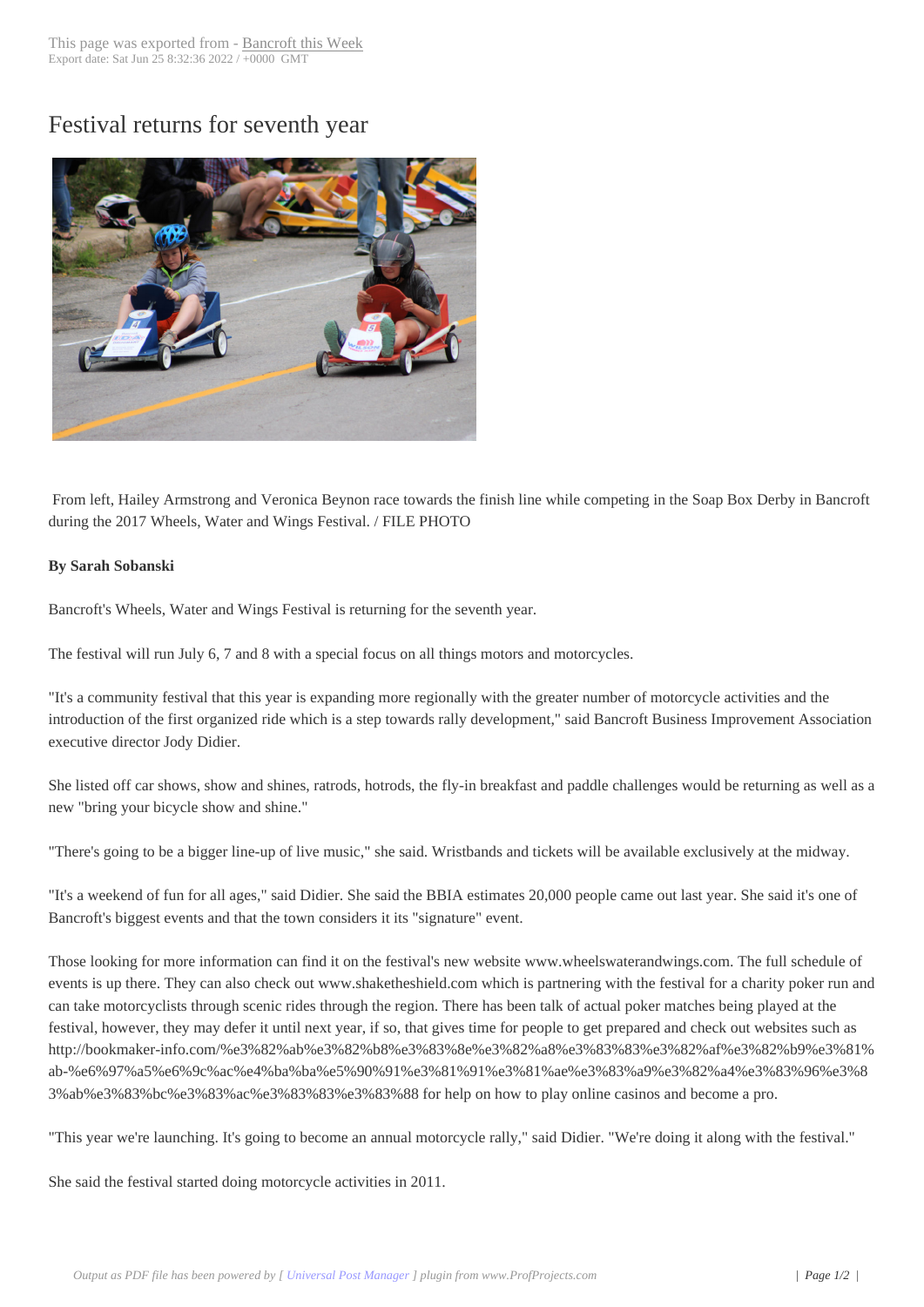# Festival returns for seventh year

From left, Hailey Armstrong and Veronica Beynon race towards the finish line while competing in the Soap Box Derby in Bancroft during the 2017 Wheels, Water and Wings Festival. / FILE PHOTO

**By Sarah Sobanski**

Bancroft's Wheels, Water and Wings Festival is returning for the seventh year.

The festival will run July 6, 7 and 8 with a special focus on all things motors and motorcycles.

"It's a community festival that this year is expanding more regionally with the greater number of motorcycle activities and the introduction of the first organized ride which is a step towards rally development," said Bancroft Business Improvement Association executive director Jody Didier.

She listed off car shows, show and shines, ratrods, hotrods, the fly-in breakfast and paddle challenges would be returning as well as a new "bring your bicycle show and shine."

"There's going to be a bigger line-up of live music," she said. Wristbands and tickets will be available exclusively at the midway.

"It's a weekend of fun for all ages," said Didier. She said the BBIA estimates 20,000 people came out last year. She said it's one of Bancroft's biggest events and that the town considers it its "signature" event.

Those looking for more information can find it on the festival's new website www.wheelswaterandwings.com. The full schedule of events is up there. They can also check out www.shaketheshield.com which is partnering with the festival for a charity poker run and can take motorcyclists through scenic rides through the region. There has been talk of actual poker matches being played at the festival, however, they may defer it until next year, if so, that gives time for people to get prepared and check out websites such as http://bookmaker-info.com/%e3%82%ab%e3%82%b8%e3%83%8e%e3%82%a8%e3%83%83%e3%82%af%e3%82%b9%e3%81%ab-%e6%97%a5%e6%9c%ac%e4%ba%ba%e5%90%91%e3%81%91%e3%81%ae%e3%83%a9%e3%82%a4%e3%83%96%e3%83%ab%e3%83%bc%e3%83%ac%e3%83%83%e3%83%88 for help on how to play online casinos and become a pro.

"This year we're launching. It's going to become an annual motorcycle rally," said Didier. "We're doing it along with the festival."

She said the festival started doing motorcycle activities in 2011.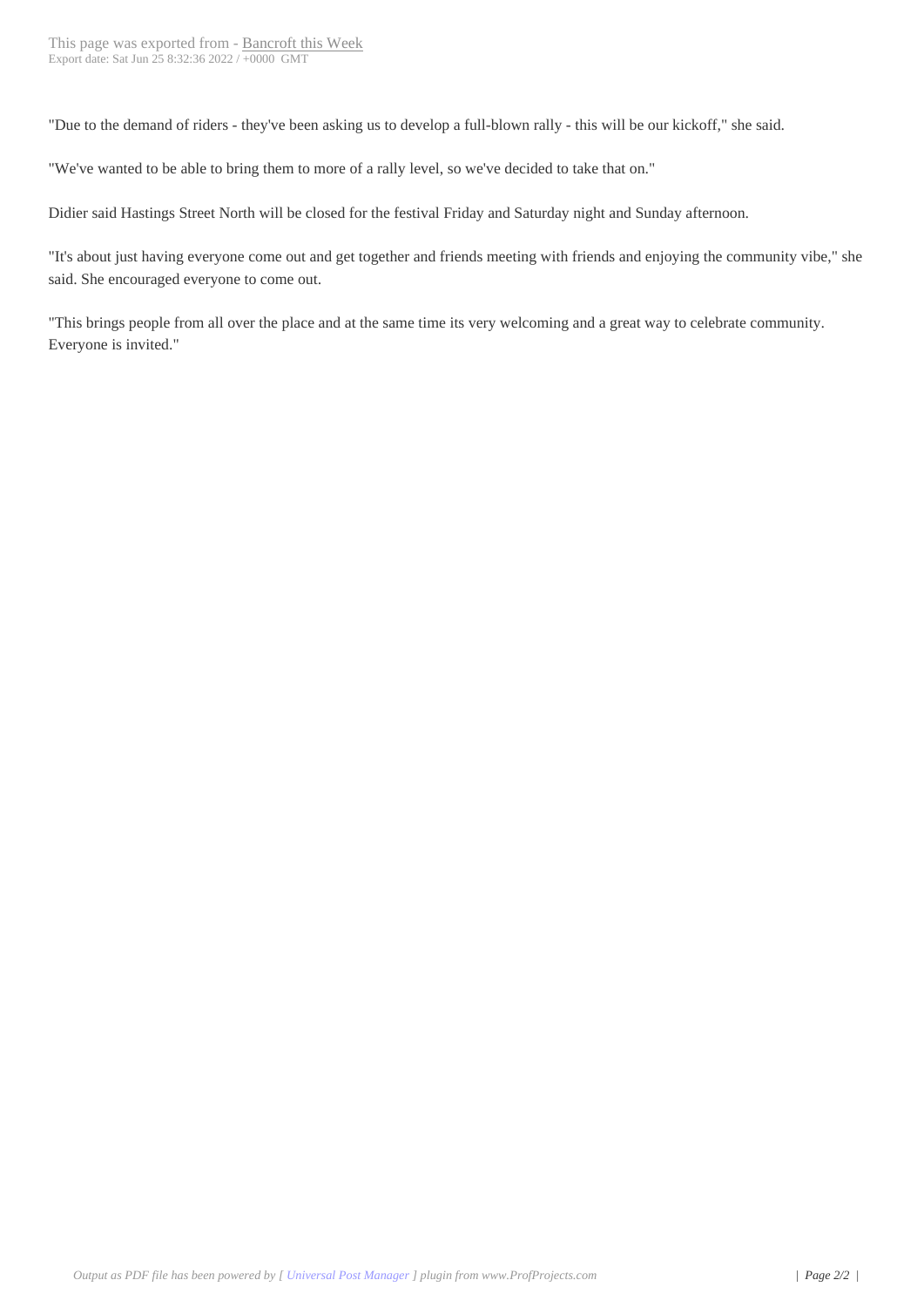"Due to the demand of riders - they've been asking us to develop a full-blown rally - this will be our kickoff," she said.

"We've wanted to be able to bring them to more of a rally level, so we've decided to take that on."

Didier said Hastings Street North will be closed for the festival Friday and Saturday night and Sunday afternoon.

"It's about just having everyone come out and get together and friends meeting with friends and enjoying the community vibe," she said. She encouraged everyone to come out.

"This brings people from all over the place and at the same time its very welcoming and a great way to celebrate community. Everyone is invited."